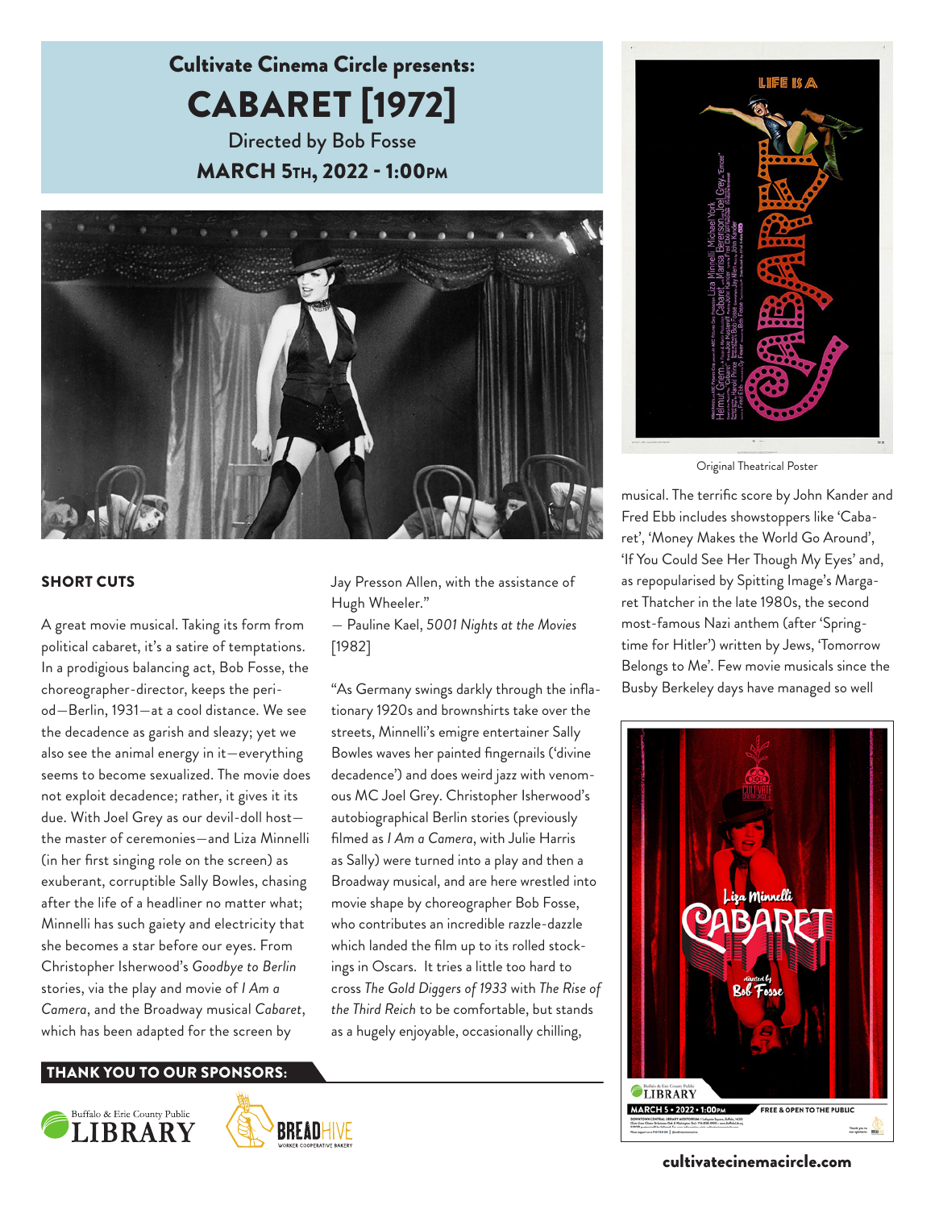Cultivate Cinema Circle presents:

# CABARET [1972]

Directed by Bob Fosse

**MARCH 5TH, 2022 - 1:00PM**

Original Theatrical Poster

## SHORT CUTS

A great movie musical. Taking its form from political cabaret, it's a satire of temptations. In a prodigious balancing act, Bob Fosse, the choreographer-director, keeps the period—Berlin, 1931—at a cool distance. We see the decadence as garish and sleazy; yet we also see the animal energy in it—everything seems to become sexualized. The movie does not exploit decadence; rather, it gives it its due. With Joel Grey as our devil-doll host—the master of ceremonies—and Liza Minnelli (in her first singing role on the screen) as exuberant, corruptible Sally Bowles, chasing after the life of a headliner no matter what; Minnelli has such gaiety and electricity that she becomes a star before our eyes. From Christopher Isherwood's *Goodbye to Berlin* stories, via the play and movie of *I Am a Camera*, and the Broadway musical *Cabaret*, which has been adapted for the screen by Jay Presson Allen, with the assistance of Hugh Wheeler."
— Pauline Kael, *5001 Nights at the Movies* [1982]

"As Germany swings darkly through the inflationary 1920s and brownshirts take over the streets, Minnelli's emigre entertainer Sally Bowles waves her painted fingernails ('divine decadence') and does weird jazz with venomous MC Joel Grey. Christopher Isherwood's autobiographical Berlin stories (previously filmed as *I Am a Camera*, with Julie Harris as Sally) were turned into a play and then a Broadway musical, and are here wrestled into movie shape by choreographer Bob Fosse, who contributes an incredible razzle-dazzle which landed the film up to its rolled stockings in Oscars. It tries a little too hard to cross *The Gold Diggers of 1933* with *The Rise of the Third Reich* to be comfortable, but stands as a hugely enjoyable, occasionally chilling, musical. The terrific score by John Kander and Fred Ebb includes showstoppers like 'Cabaret', 'Money Makes the World Go Around', 'If You Could See Her Though My Eyes' and, as repopularised by Spitting Image's Margaret Thatcher in the late 1980s, the second most-famous Nazi anthem (after 'Springtime for Hitler') written by Jews, 'Tomorrow Belongs to Me'. Few movie musicals since the Busby Berkeley days have managed so well

**THANK YOU TO OUR SPONSORS:**

Buffalo & Erie County Public LIBRARY

BREADHIVE WORKER COOPERATIVE BAKERY

cultivatecinemacircle.com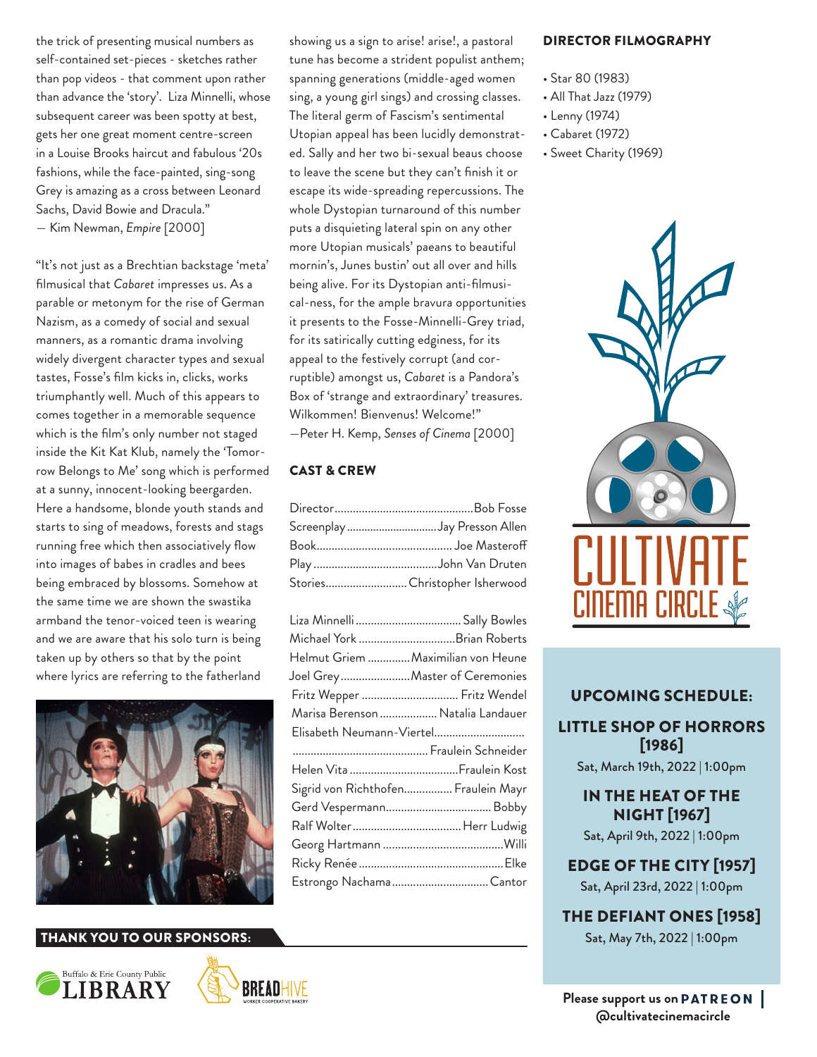the trick of presenting musical numbers as self-contained set-pieces - sketches rather than pop videos - that comment upon rather than advance the 'story'. Liza Minnelli, whose subsequent career was been spotty at best, gets her one great moment centre-screen in a Louise Brooks haircut and fabulous '20s fashions, while the face-painted, sing-song Grey is amazing as a cross between Leonard Sachs, David Bowie and Dracula."
— Kim Newman, *Empire* [2000]

"It's not just as a Brechtian backstage 'meta' filmusical that *Cabaret* impresses us. As a parable or metonym for the rise of German Nazism, as a comedy of social and sexual manners, as a romantic drama involving widely divergent character types and sexual tastes, Fosse's film kicks in, clicks, works triumphantly well. Much of this appears to comes together in a memorable sequence which is the film's only number not staged inside the Kit Kat Klub, namely the 'Tomorrow Belongs to Me' song which is performed at a sunny, innocent-looking beergarden. Here a handsome, blonde youth stands and starts to sing of meadows, forests and stags running free which then associatively flow into images of babes in cradles and bees being embraced by blossoms. Somehow at the same time we are shown the swastika armband the tenor-voiced teen is wearing and we are aware that his solo turn is being taken up by others so that by the point where lyrics are referring to the fatherland showing us a sign to arise! arise!, a pastoral tune has become a strident populist anthem; spanning generations (middle-aged women sing, a young girl sings) and crossing classes. The literal germ of Fascism's sentimental Utopian appeal has been lucidly demonstrated. Sally and her two bi-sexual beaus choose to leave the scene but they can't finish it or escape its wide-spreading repercussions. The whole Dystopian turnaround of this number puts a disquieting lateral spin on any other more Utopian musicals' paeans to beautiful mornin's, Junes bustin' out all over and hills being alive. For its Dystopian anti-filmusical-ness, for the ample bravura opportunities it presents to the Fosse-Minnelli-Grey triad, for its satirically cutting edginess, for its appeal to the festively corrupt (and corruptible) amongst us, *Cabaret* is a Pandora's Box of 'strange and extraordinary' treasures. Wilkommen! Bienvenus! Welcome!"
—Peter H. Kemp, *Senses of Cinema* [2000]

## CAST & CREW

| | |
|---|---|
| Director | Bob Fosse |
| Screenplay | Jay Presson Allen |
| Book | Joe Masteroff |
| Play | John Van Druten |
| Stories | Christopher Isherwood |

| | |
|---|---|
| Liza Minnelli | Sally Bowles |
| Michael York | Brian Roberts |
| Helmut Griem | Maximilian von Heune |
| Joel Grey | Master of Ceremonies |
| Fritz Wepper | Fritz Wendel |
| Marisa Berenson | Natalia Landauer |
| Elisabeth Neumann-Viertel | Fraulein Schneider |
| Helen Vita | Fraulein Kost |
| Sigrid von Richthofen | Fraulein Mayr |
| Gerd Vespermann | Bobby |
| Ralf Wolter | Herr Ludwig |
| Georg Hartmann | Willi |
| Ricky Renée | Elke |
| Estrongo Nachama | Cantor |

## DIRECTOR FILMOGRAPHY

- Star 80 (1983)
- All That Jazz (1979)
- Lenny (1974)
- Cabaret (1972)
- Sweet Charity (1969)

CULTIVATE CINEMA CIRCLE

## UPCOMING SCHEDULE:

**LITTLE SHOP OF HORRORS [1986]**
Sat, March 19th, 2022 | 1:00pm

**IN THE HEAT OF THE NIGHT [1967]**
Sat, April 9th, 2022 | 1:00pm

**EDGE OF THE CITY [1957]**
Sat, April 23rd, 2022 | 1:00pm

**THE DEFIANT ONES [1958]**
Sat, May 7th, 2022 | 1:00pm

**THANK YOU TO OUR SPONSORS:**

Buffalo & Erie County Public LIBRARY

BREADHIVE WORKER COOPERATIVE BAKERY

**Please support us on PATREON | @cultivatecinemacircle**